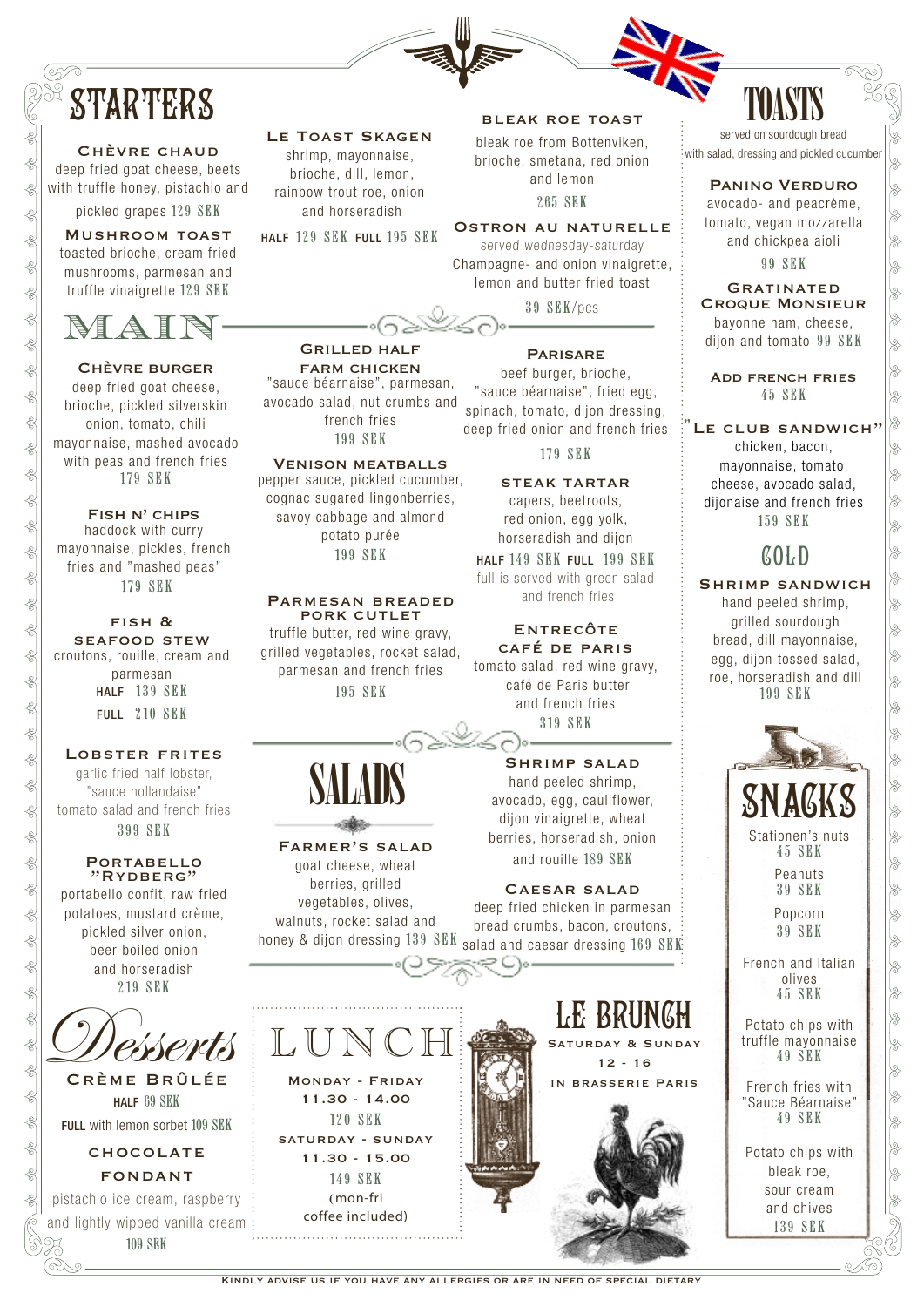# STARTERS

### Chèvre chaud
deep fried goat cheese, beets with truffle honey, pistachio and pickled grapes 129 SEK

### Mushroom toast
toasted brioche, cream fried mushrooms, parmesan and truffle vinaigrette 129 SEK

### Le Toast Skagen
shrimp, mayonnaise, brioche, dill, lemon, rainbow trout roe, onion and horseradish

HALF 129 SEK FULL 195 SEK

### Bleak roe toast
bleak roe from Bottenviken, brioche, smetana, red onion and lemon

265 SEK

### Ostron au naturelle
*served wednesday-saturday*

Champagne- and onion vinaigrette, lemon and butter fried toast

39 SEK/pcs

# MAIN

### Chèvre burger
deep fried goat cheese, brioche, pickled silverskin onion, tomato, chili mayonnaise, mashed avocado with peas and french fries

179 SEK

### Fish n' chips
haddock with curry mayonnaise, pickles, french fries and "mashed peas"

179 SEK

### Fish & seafood stew
croutons, rouille, cream and parmesan

HALF 139 SEK

FULL 210 SEK

### Lobster frites
garlic fried half lobster, "sauce hollandaise" tomato salad and french fries

399 SEK

### Portabello "Rydberg"
portabello confit, raw fried potatoes, mustard crème, pickled silver onion, beer boiled onion and horseradish

219 SEK

### Grilled half farm chicken
"sauce béarnaise", parmesan, avocado salad, nut crumbs and french fries

199 SEK

### Venison meatballs
pepper sauce, pickled cucumber, cognac sugared lingonberries, savoy cabbage and almond potato purée

199 SEK

### Parmesan breaded pork cutlet
truffle butter, red wine gravy, grilled vegetables, rocket salad, parmesan and french fries

195 SEK

### Parisare
beef burger, brioche, "sauce béarnaise", fried egg, spinach, tomato, dijon dressing, deep fried onion and french fries

179 SEK

### Steak tartar
capers, beetroots, red onion, egg yolk, horseradish and dijon

HALF 149 SEK FULL 199 SEK

full is served with green salad and french fries

### Entrecôte café de Paris
tomato salad, red wine gravy, café de Paris butter and french fries

319 SEK

# SALADS

### Farmer's salad
goat cheese, wheat berries, grilled vegetables, olives, walnuts, rocket salad and honey & dijon dressing 139 SEK

### Shrimp salad
hand peeled shrimp, avocado, egg, cauliflower, dijon vinaigrette, wheat berries, horseradish, onion and rouille 189 SEK

### Caesar salad
deep fried chicken in parmesan bread crumbs, bacon, croutons, salad and caesar dressing 169 SEK

# TOASTS

served on sourdough bread with salad, dressing and pickled cucumber

### Panino Verduro
avocado- and peacrème, tomato, vegan mozzarella and chickpea aioli

99 SEK

### Gratinated Croque Monsieur
bayonne ham, cheese, dijon and tomato 99 SEK

### Add french fries
45 SEK

### "Le club sandwich"
chicken, bacon, mayonnaise, tomato, cheese, avocado salad, dijonaise and french fries

159 SEK

# COLD

### Shrimp sandwich
hand peeled shrimp, grilled sourdough bread, dill mayonnaise, egg, dijon tossed salad, roe, horseradish and dill

199 SEK

# SNACKS

Stationen's nuts 45 SEK

Peanuts 39 SEK

Popcorn 39 SEK

French and Italian olives 45 SEK

Potato chips with truffle mayonnaise 49 SEK

French fries with "Sauce Béarnaise" 49 SEK

Potato chips with bleak roe, sour cream and chives 139 SEK

# Desserts

### Crème Brûlée
HALF 69 SEK

FULL with lemon sorbet 109 SEK

### Chocolate fondant
pistachio ice cream, raspberry and lightly wipped vanilla cream

109 SEK

# LUNCH

Monday - Friday
11.30 - 14.00
120 SEK

Saturday - Sunday
11.30 - 15.00
149 SEK

(mon-fri coffee included)

# LE BRUNCH

Saturday & Sunday
12 - 16
in Brasserie Paris

Kindly advise us if you have any allergies or are in need of special dietary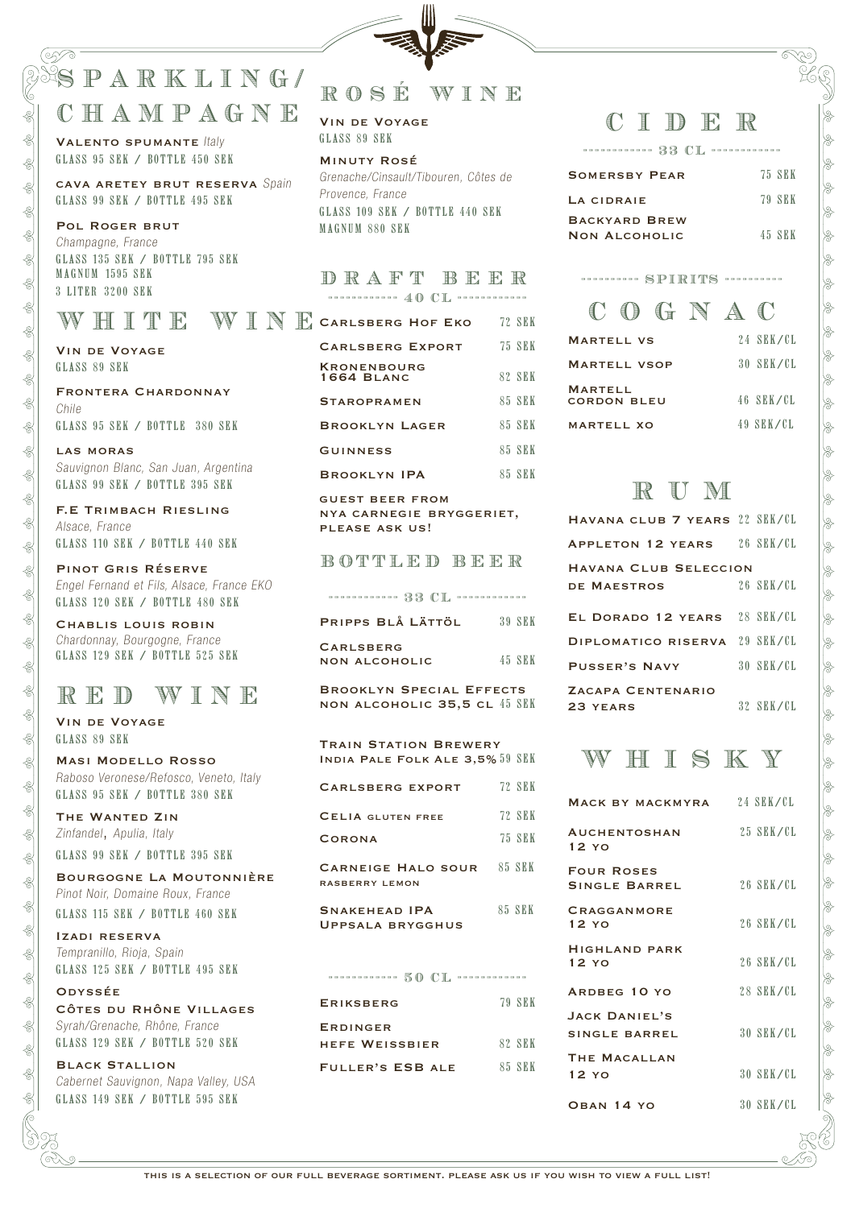# SPARKLING/ CHAMPAGNE

**Valento spumante** *Italy*
GLASS 95 SEK / BOTTLE 450 SEK

**cava aretey brut reserva** *Spain*
GLASS 99 SEK / BOTTLE 495 SEK

**Pol Roger brut**
*Champagne, France*
GLASS 135 SEK / BOTTLE 795 SEK
MAGNUM 1595 SEK
3 LITER 3200 SEK

# WHITE WINE

**Vin de Voyage**
GLASS 89 SEK

**Frontera Chardonnay**
*Chile*
GLASS 95 SEK / BOTTLE 380 SEK

**las moras**
*Sauvignon Blanc, San Juan, Argentina*
GLASS 99 SEK / BOTTLE 395 SEK

**F.E Trimbach Riesling**
*Alsace, France*
GLASS 110 SEK / BOTTLE 440 SEK

**Pinot Gris Réserve**
*Engel Fernand et Fils, Alsace, France EKO*
GLASS 120 SEK / BOTTLE 480 SEK

**Chablis louis robin**
*Chardonnay, Bourgogne, France*
GLASS 129 SEK / BOTTLE 525 SEK

# RED WINE

**Vin de Voyage**
GLASS 89 SEK

**Masi Modello Rosso**
*Raboso Veronese/Refosco, Veneto, Italy*
GLASS 95 SEK / BOTTLE 380 SEK

**The Wanted Zin**
*Zinfandel, Apulia, Italy*
GLASS 99 SEK / BOTTLE 395 SEK

**Bourgogne La Moutonnière**
*Pinot Noir, Domaine Roux, France*
GLASS 115 SEK / BOTTLE 460 SEK

**Izadi reserva**
*Tempranillo, Rioja, Spain*
GLASS 125 SEK / BOTTLE 495 SEK

**Odyssée Côtes du Rhône Villages**
*Syrah/Grenache, Rhône, France*
GLASS 129 SEK / BOTTLE 520 SEK

**Black Stallion**
*Cabernet Sauvignon, Napa Valley, USA*
GLASS 149 SEK / BOTTLE 595 SEK

# ROSÉ WINE

**Vin de Voyage**
GLASS 89 SEK

**Minuty Rosé**
*Grenache/Cinsault/Tibouren, Côtes de Provence, France*
GLASS 109 SEK / BOTTLE 440 SEK
MAGNUM 880 SEK

# DRAFT BEER

40 CL

| | |
|---|---|
| Carlsberg Hof Eko | 72 SEK |
| Carlsberg Export | 75 SEK |
| Kronenbourg 1664 Blanc | 82 SEK |
| Staropramen | 85 SEK |
| Brooklyn Lager | 85 SEK |
| Guinness | 85 SEK |
| Brooklyn IPA | 85 SEK |

guest beer from nya carnegie bryggeriet, please ask us!

# BOTTLED BEER

33 CL

| | |
|---|---|
| Pripps Blå Lättöl | 39 SEK |
| Carlsberg non alcoholic | 45 SEK |
| Brooklyn Special Effects non alcoholic 35,5 cl | 45 SEK |
| Train Station Brewery India Pale Folk Ale 3,5% | 59 SEK |
| Carlsberg export | 72 SEK |
| Celia gluten free | 72 SEK |
| Corona | 75 SEK |
| Carneige Halo sour rasberry lemon | 85 SEK |
| Snakehead IPA Uppsala brygghus | 85 SEK |

50 CL

| | |
|---|---|
| Eriksberg | 79 SEK |
| Erdinger hefe Weissbier | 82 SEK |
| Fuller's ESB ale | 85 SEK |

# CIDER

33 CL

| | |
|---|---|
| Somersby Pear | 75 SEK |
| La cidraie | 79 SEK |
| Backyard Brew Non Alcoholic | 45 SEK |

## SPIRITS

# COGNAC

| | |
|---|---|
| Martell vs | 24 SEK/CL |
| Martell vsop | 30 SEK/CL |
| Martell cordon bleu | 46 SEK/CL |
| martell xo | 49 SEK/CL |

# RUM

| | |
|---|---|
| Havana club 7 years | 22 SEK/CL |
| Appleton 12 years | 26 SEK/CL |
| Havana Club Seleccion de Maestros | 26 SEK/CL |
| El Dorado 12 years | 28 SEK/CL |
| Diplomatico riserva | 29 SEK/CL |
| Pusser's Navy | 30 SEK/CL |
| Zacapa Centenario 23 years | 32 SEK/CL |

# WHISKY

| | |
|---|---|
| Mack by mackmyra | 24 SEK/CL |
| Auchentoshan 12 yo | 25 SEK/CL |
| Four Roses Single Barrel | 26 SEK/CL |
| Cragganmore 12 yo | 26 SEK/CL |
| Highland park 12 yo | 26 SEK/CL |
| Ardbeg 10 yo | 28 SEK/CL |
| Jack Daniel's single barrel | 30 SEK/CL |
| The Macallan 12 yo | 30 SEK/CL |
| Oban 14 yo | 30 SEK/CL |

this is a selection of our full beverage sortiment. please ask us if you wish to view a full list!